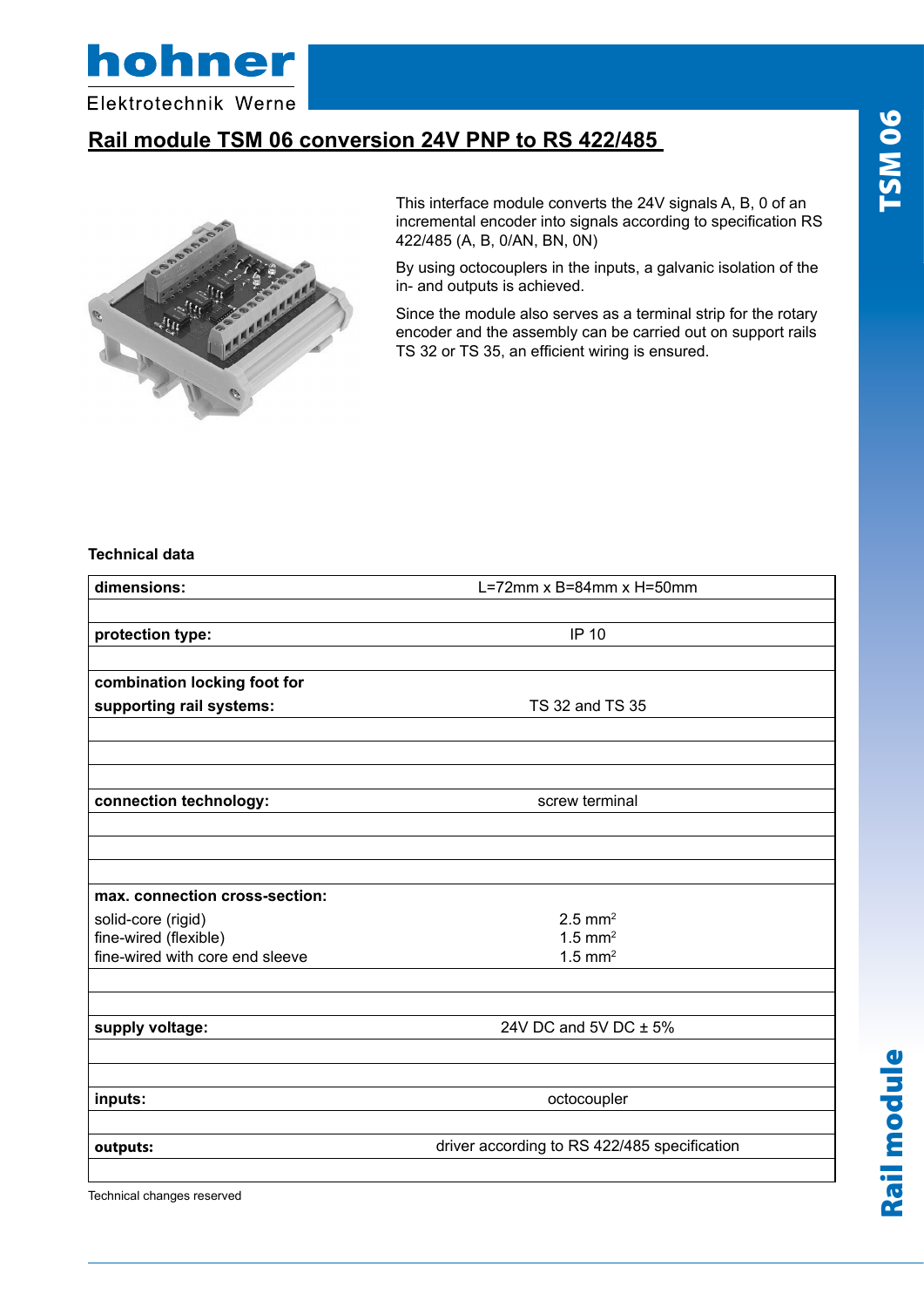# Rail module TSM 06 conversion 24V PNP to RS 422/485

This interface module converts the 24V signals A, B, 0 of an incremental encoder into signals according to specification RS 422/485 (A, B, 0/AN, BN, 0N)

By using octocouplers in the inputs, a galvanic isolation of the in- and outputs is achieved.

Since the module also serves as a terminal strip for the rotary encoder and the assembly can be carried out on support rails TS 32 or TS 35, an efficient wiring is ensured.

**Technical data**

| | |
|---|---|
| **dimensions:** | L=72mm x B=84mm x H=50mm |
| | |
| **protection type:** | IP 10 |
| | |
| **combination locking foot for supporting rail systems:** | TS 32 and TS 35 |
| | |
| | |
| | |
| **connection technology:** | screw terminal |
| | |
| | |
| | |
| **max. connection cross-section:** | |
| solid-core (rigid) | 2.5 $mm^2$ |
| fine-wired (flexible) | 1.5 $mm^2$ |
| fine-wired with core end sleeve | 1.5 $mm^2$ |
| | |
| | |
| **supply voltage:** | 24V DC and 5V DC ± 5% |
| | |
| | |
| **inputs:** | octocoupler |
| | |
| **outputs:** | driver according to RS 422/485 specification |
| | |

Technical changes reserved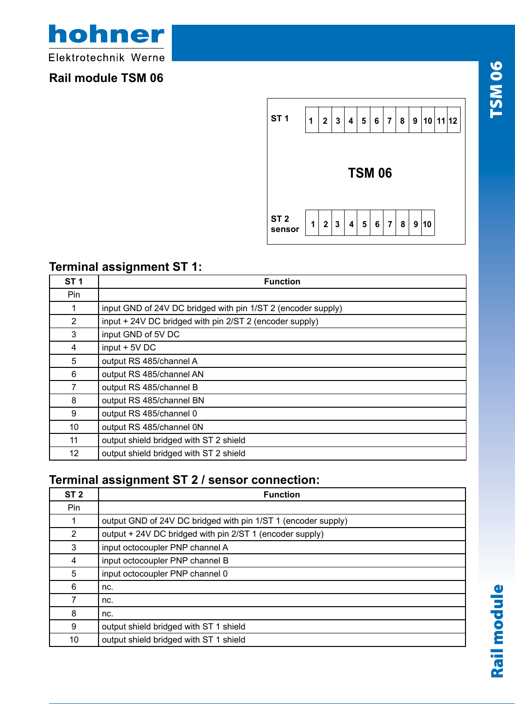# Rail module TSM 06

ST 1

| 1 | 2 | 3 | 4 | 5 | 6 | 7 | 8 | 9 | 10 | 11 | 12 |
|---|---|---|---|---|---|---|---|---|---|---|---|

TSM 06

ST 2 sensor

| 1 | 2 | 3 | 4 | 5 | 6 | 7 | 8 | 9 | 10 |
|---|---|---|---|---|---|---|---|---|---|

## Terminal assignment ST 1:

| ST 1 | Function |
|---|---|
| Pin | |
| 1 | input GND of 24V DC bridged with pin 1/ST 2 (encoder supply) |
| 2 | input + 24V DC bridged with pin 2/ST 2 (encoder supply) |
| 3 | input GND of 5V DC |
| 4 | input + 5V DC |
| 5 | output RS 485/channel A |
| 6 | output RS 485/channel AN |
| 7 | output RS 485/channel B |
| 8 | output RS 485/channel BN |
| 9 | output RS 485/channel 0 |
| 10 | output RS 485/channel 0N |
| 11 | output shield bridged with ST 2 shield |
| 12 | output shield bridged with ST 2 shield |

## Terminal assignment ST 2 / sensor connection:

| ST 2 | Function |
|---|---|
| Pin | |
| 1 | output GND of 24V DC bridged with pin 1/ST 1 (encoder supply) |
| 2 | output + 24V DC bridged with pin 2/ST 1 (encoder supply) |
| 3 | input octocoupler PNP channel A |
| 4 | input octocoupler PNP channel B |
| 5 | input octocoupler PNP channel 0 |
| 6 | nc. |
| 7 | nc. |
| 8 | nc. |
| 9 | output shield bridged with ST 1 shield |
| 10 | output shield bridged with ST 1 shield |